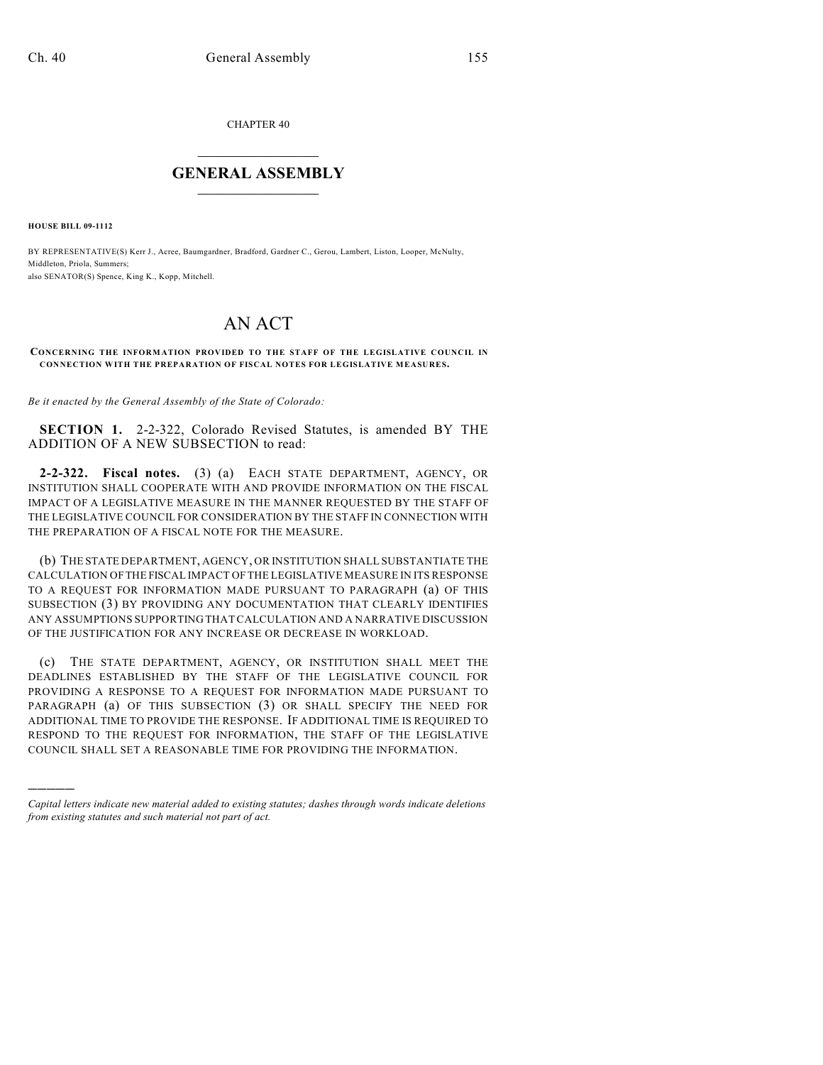CHAPTER 40

# GENERAL ASSEMBLY

**HOUSE BILL 09-1112**

BY REPRESENTATIVE(S) Kerr J., Acree, Baumgardner, Bradford, Gardner C., Gerou, Lambert, Liston, Looper, McNulty, Middleton, Priola, Summers;
also SENATOR(S) Spence, King K., Kopp, Mitchell.

# AN ACT

**CONCERNING THE INFORMATION PROVIDED TO THE STAFF OF THE LEGISLATIVE COUNCIL IN CONNECTION WITH THE PREPARATION OF FISCAL NOTES FOR LEGISLATIVE MEASURES.**

*Be it enacted by the General Assembly of the State of Colorado:*

**SECTION 1.** 2-2-322, Colorado Revised Statutes, is amended BY THE ADDITION OF A NEW SUBSECTION to read:

**2-2-322. Fiscal notes.** (3) (a) EACH STATE DEPARTMENT, AGENCY, OR INSTITUTION SHALL COOPERATE WITH AND PROVIDE INFORMATION ON THE FISCAL IMPACT OF A LEGISLATIVE MEASURE IN THE MANNER REQUESTED BY THE STAFF OF THE LEGISLATIVE COUNCIL FOR CONSIDERATION BY THE STAFF IN CONNECTION WITH THE PREPARATION OF A FISCAL NOTE FOR THE MEASURE.

(b) THE STATE DEPARTMENT, AGENCY, OR INSTITUTION SHALL SUBSTANTIATE THE CALCULATION OF THE FISCAL IMPACT OF THE LEGISLATIVE MEASURE IN ITS RESPONSE TO A REQUEST FOR INFORMATION MADE PURSUANT TO PARAGRAPH (a) OF THIS SUBSECTION (3) BY PROVIDING ANY DOCUMENTATION THAT CLEARLY IDENTIFIES ANY ASSUMPTIONS SUPPORTING THAT CALCULATION AND A NARRATIVE DISCUSSION OF THE JUSTIFICATION FOR ANY INCREASE OR DECREASE IN WORKLOAD.

(c) THE STATE DEPARTMENT, AGENCY, OR INSTITUTION SHALL MEET THE DEADLINES ESTABLISHED BY THE STAFF OF THE LEGISLATIVE COUNCIL FOR PROVIDING A RESPONSE TO A REQUEST FOR INFORMATION MADE PURSUANT TO PARAGRAPH (a) OF THIS SUBSECTION (3) OR SHALL SPECIFY THE NEED FOR ADDITIONAL TIME TO PROVIDE THE RESPONSE. IF ADDITIONAL TIME IS REQUIRED TO RESPOND TO THE REQUEST FOR INFORMATION, THE STAFF OF THE LEGISLATIVE COUNCIL SHALL SET A REASONABLE TIME FOR PROVIDING THE INFORMATION.

---

*Capital letters indicate new material added to existing statutes; dashes through words indicate deletions from existing statutes and such material not part of act.*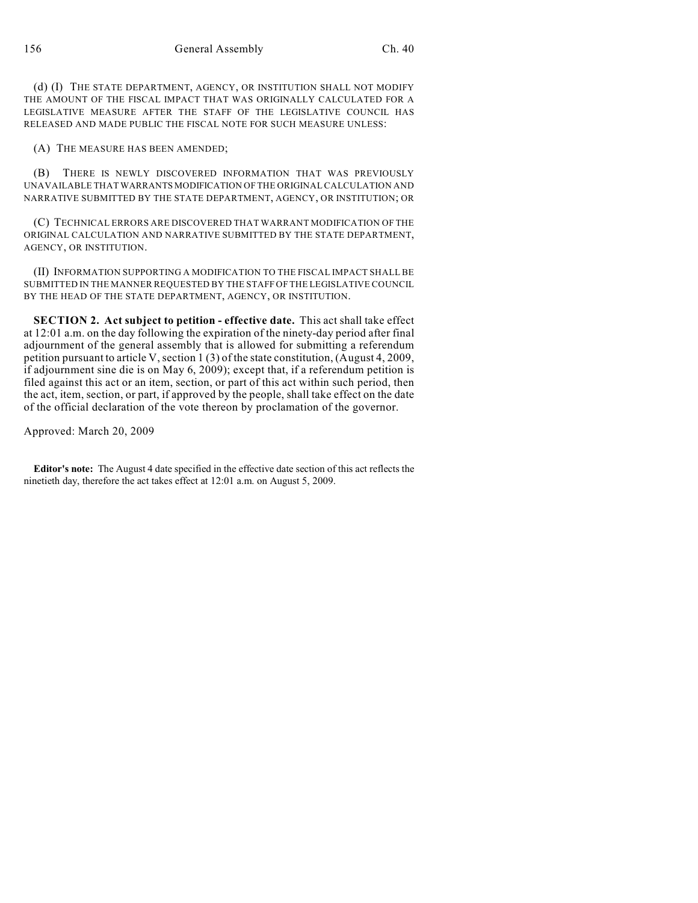(d) (I) THE STATE DEPARTMENT, AGENCY, OR INSTITUTION SHALL NOT MODIFY THE AMOUNT OF THE FISCAL IMPACT THAT WAS ORIGINALLY CALCULATED FOR A LEGISLATIVE MEASURE AFTER THE STAFF OF THE LEGISLATIVE COUNCIL HAS RELEASED AND MADE PUBLIC THE FISCAL NOTE FOR SUCH MEASURE UNLESS:

(A) THE MEASURE HAS BEEN AMENDED;

(B) THERE IS NEWLY DISCOVERED INFORMATION THAT WAS PREVIOUSLY UNAVAILABLE THAT WARRANTS MODIFICATION OF THE ORIGINAL CALCULATION AND NARRATIVE SUBMITTED BY THE STATE DEPARTMENT, AGENCY, OR INSTITUTION; OR

(C) TECHNICAL ERRORS ARE DISCOVERED THAT WARRANT MODIFICATION OF THE ORIGINAL CALCULATION AND NARRATIVE SUBMITTED BY THE STATE DEPARTMENT, AGENCY, OR INSTITUTION.

(II) INFORMATION SUPPORTING A MODIFICATION TO THE FISCAL IMPACT SHALL BE SUBMITTED IN THE MANNER REQUESTED BY THE STAFF OF THE LEGISLATIVE COUNCIL BY THE HEAD OF THE STATE DEPARTMENT, AGENCY, OR INSTITUTION.

**SECTION 2. Act subject to petition - effective date.** This act shall take effect at 12:01 a.m. on the day following the expiration of the ninety-day period after final adjournment of the general assembly that is allowed for submitting a referendum petition pursuant to article V, section 1 (3) of the state constitution, (August 4, 2009, if adjournment sine die is on May 6, 2009); except that, if a referendum petition is filed against this act or an item, section, or part of this act within such period, then the act, item, section, or part, if approved by the people, shall take effect on the date of the official declaration of the vote thereon by proclamation of the governor.

Approved: March 20, 2009

**Editor's note:** The August 4 date specified in the effective date section of this act reflects the ninetieth day, therefore the act takes effect at 12:01 a.m. on August 5, 2009.